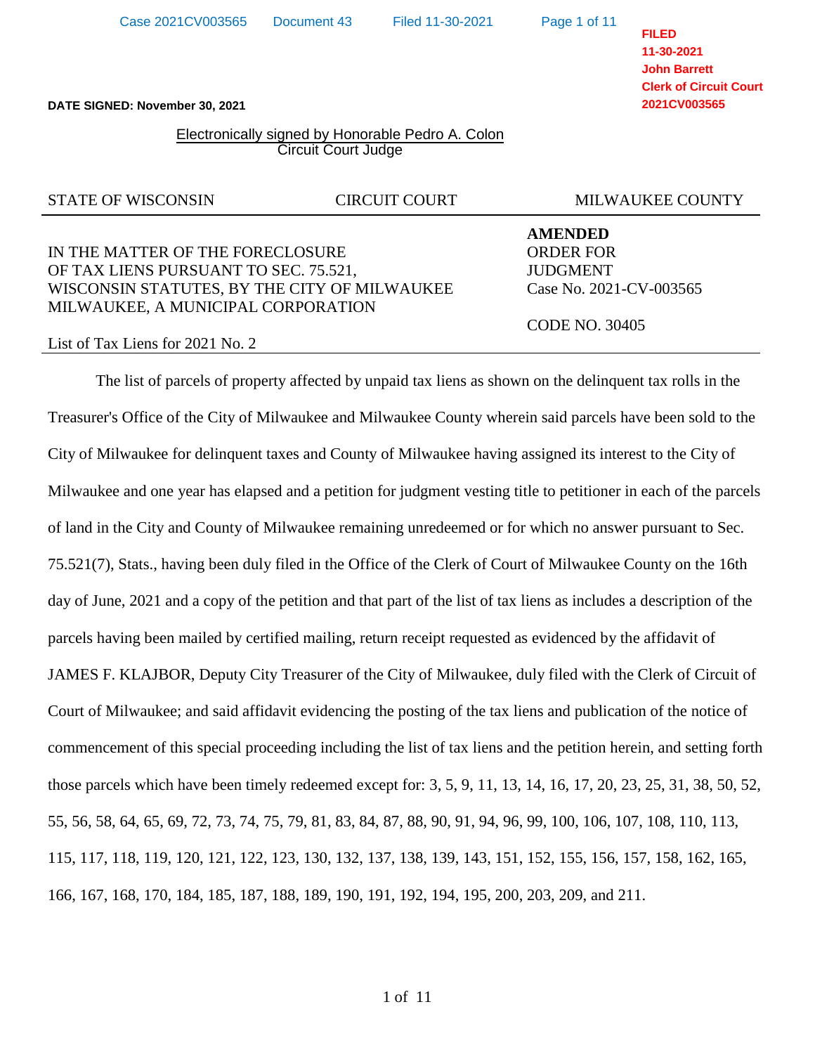**FILED**
**11-30-2021**
**John Barrett**
**Clerk of Circuit Court**
**2021CV003565**

**DATE SIGNED: November 30, 2021**

Electronically signed by Honorable Pedro A. Colon
Circuit Court Judge

STATE OF WISCONSIN CIRCUIT COURT MILWAUKEE COUNTY

---

IN THE MATTER OF THE FORECLOSURE
OF TAX LIENS PURSUANT TO SEC. 75.521,
WISCONSIN STATUTES, BY THE CITY OF MILWAUKEE
MILWAUKEE, A MUNICIPAL CORPORATION

**AMENDED**
ORDER FOR
JUDGMENT
Case No. 2021-CV-003565

CODE NO. 30405

List of Tax Liens for 2021 No. 2

---

The list of parcels of property affected by unpaid tax liens as shown on the delinquent tax rolls in the Treasurer's Office of the City of Milwaukee and Milwaukee County wherein said parcels have been sold to the City of Milwaukee for delinquent taxes and County of Milwaukee having assigned its interest to the City of Milwaukee and one year has elapsed and a petition for judgment vesting title to petitioner in each of the parcels of land in the City and County of Milwaukee remaining unredeemed or for which no answer pursuant to Sec. 75.521(7), Stats., having been duly filed in the Office of the Clerk of Court of Milwaukee County on the 16th day of June, 2021 and a copy of the petition and that part of the list of tax liens as includes a description of the parcels having been mailed by certified mailing, return receipt requested as evidenced by the affidavit of JAMES F. KLAJBOR, Deputy City Treasurer of the City of Milwaukee, duly filed with the Clerk of Circuit of Court of Milwaukee; and said affidavit evidencing the posting of the tax liens and publication of the notice of commencement of this special proceeding including the list of tax liens and the petition herein, and setting forth those parcels which have been timely redeemed except for: 3, 5, 9, 11, 13, 14, 16, 17, 20, 23, 25, 31, 38, 50, 52, 55, 56, 58, 64, 65, 69, 72, 73, 74, 75, 79, 81, 83, 84, 87, 88, 90, 91, 94, 96, 99, 100, 106, 107, 108, 110, 113, 115, 117, 118, 119, 120, 121, 122, 123, 130, 132, 137, 138, 139, 143, 151, 152, 155, 156, 157, 158, 162, 165, 166, 167, 168, 170, 184, 185, 187, 188, 189, 190, 191, 192, 194, 195, 200, 203, 209, and 211.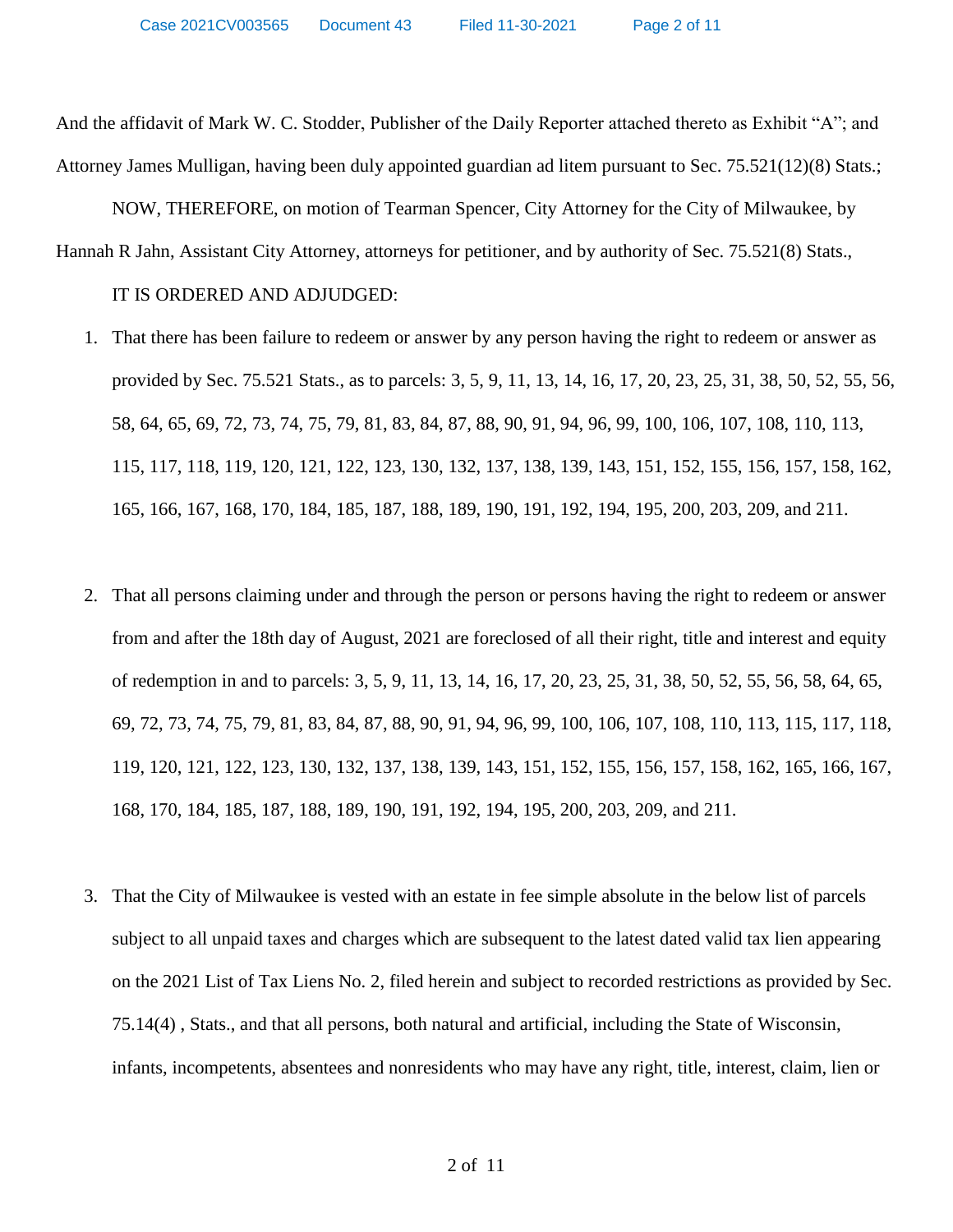And the affidavit of Mark W. C. Stodder, Publisher of the Daily Reporter attached thereto as Exhibit "A"; and Attorney James Mulligan, having been duly appointed guardian ad litem pursuant to Sec. 75.521(12)(8) Stats.;

NOW, THEREFORE, on motion of Tearman Spencer, City Attorney for the City of Milwaukee, by Hannah R Jahn, Assistant City Attorney, attorneys for petitioner, and by authority of Sec. 75.521(8) Stats.,

IT IS ORDERED AND ADJUDGED:

1. That there has been failure to redeem or answer by any person having the right to redeem or answer as provided by Sec. 75.521 Stats., as to parcels: 3, 5, 9, 11, 13, 14, 16, 17, 20, 23, 25, 31, 38, 50, 52, 55, 56, 58, 64, 65, 69, 72, 73, 74, 75, 79, 81, 83, 84, 87, 88, 90, 91, 94, 96, 99, 100, 106, 107, 108, 110, 113, 115, 117, 118, 119, 120, 121, 122, 123, 130, 132, 137, 138, 139, 143, 151, 152, 155, 156, 157, 158, 162, 165, 166, 167, 168, 170, 184, 185, 187, 188, 189, 190, 191, 192, 194, 195, 200, 203, 209, and 211.

2. That all persons claiming under and through the person or persons having the right to redeem or answer from and after the 18th day of August, 2021 are foreclosed of all their right, title and interest and equity of redemption in and to parcels: 3, 5, 9, 11, 13, 14, 16, 17, 20, 23, 25, 31, 38, 50, 52, 55, 56, 58, 64, 65, 69, 72, 73, 74, 75, 79, 81, 83, 84, 87, 88, 90, 91, 94, 96, 99, 100, 106, 107, 108, 110, 113, 115, 117, 118, 119, 120, 121, 122, 123, 130, 132, 137, 138, 139, 143, 151, 152, 155, 156, 157, 158, 162, 165, 166, 167, 168, 170, 184, 185, 187, 188, 189, 190, 191, 192, 194, 195, 200, 203, 209, and 211.

3. That the City of Milwaukee is vested with an estate in fee simple absolute in the below list of parcels subject to all unpaid taxes and charges which are subsequent to the latest dated valid tax lien appearing on the 2021 List of Tax Liens No. 2, filed herein and subject to recorded restrictions as provided by Sec. 75.14(4) , Stats., and that all persons, both natural and artificial, including the State of Wisconsin, infants, incompetents, absentees and nonresidents who may have any right, title, interest, claim, lien or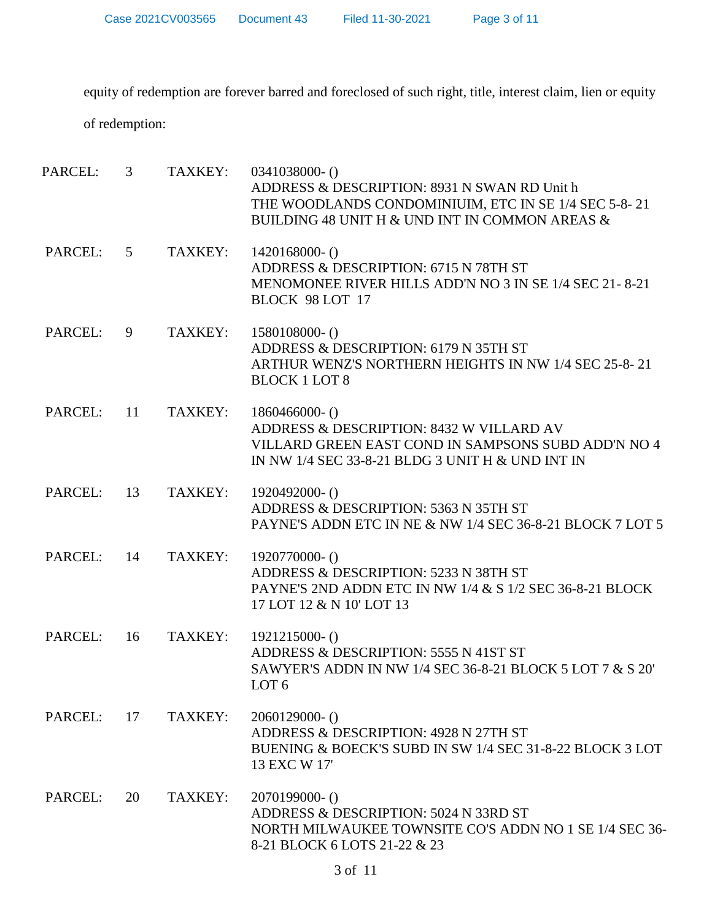equity of redemption are forever barred and foreclosed of such right, title, interest claim, lien or equity of redemption:

PARCEL: 3 TAXKEY: 0341038000- ()
ADDRESS & DESCRIPTION: 8931 N SWAN RD Unit h
THE WOODLANDS CONDOMINIUIM, ETC IN SE 1/4 SEC 5-8- 21
BUILDING 48 UNIT H & UND INT IN COMMON AREAS &

PARCEL: 5 TAXKEY: 1420168000- ()
ADDRESS & DESCRIPTION: 6715 N 78TH ST
MENOMONEE RIVER HILLS ADD'N NO 3 IN SE 1/4 SEC 21- 8-21
BLOCK 98 LOT 17

PARCEL: 9 TAXKEY: 1580108000- ()
ADDRESS & DESCRIPTION: 6179 N 35TH ST
ARTHUR WENZ'S NORTHERN HEIGHTS IN NW 1/4 SEC 25-8- 21
BLOCK 1 LOT 8

PARCEL: 11 TAXKEY: 1860466000- ()
ADDRESS & DESCRIPTION: 8432 W VILLARD AV
VILLARD GREEN EAST COND IN SAMPSONS SUBD ADD'N NO 4
IN NW 1/4 SEC 33-8-21 BLDG 3 UNIT H & UND INT IN

PARCEL: 13 TAXKEY: 1920492000- ()
ADDRESS & DESCRIPTION: 5363 N 35TH ST
PAYNE'S ADDN ETC IN NE & NW 1/4 SEC 36-8-21 BLOCK 7 LOT 5

PARCEL: 14 TAXKEY: 1920770000- ()
ADDRESS & DESCRIPTION: 5233 N 38TH ST
PAYNE'S 2ND ADDN ETC IN NW 1/4 & S 1/2 SEC 36-8-21 BLOCK
17 LOT 12 & N 10' LOT 13

PARCEL: 16 TAXKEY: 1921215000- ()
ADDRESS & DESCRIPTION: 5555 N 41ST ST
SAWYER'S ADDN IN NW 1/4 SEC 36-8-21 BLOCK 5 LOT 7 & S 20'
LOT 6

PARCEL: 17 TAXKEY: 2060129000- ()
ADDRESS & DESCRIPTION: 4928 N 27TH ST
BUENING & BOECK'S SUBD IN SW 1/4 SEC 31-8-22 BLOCK 3 LOT
13 EXC W 17'

PARCEL: 20 TAXKEY: 2070199000- ()
ADDRESS & DESCRIPTION: 5024 N 33RD ST
NORTH MILWAUKEE TOWNSITE CO'S ADDN NO 1 SE 1/4 SEC 36-
8-21 BLOCK 6 LOTS 21-22 & 23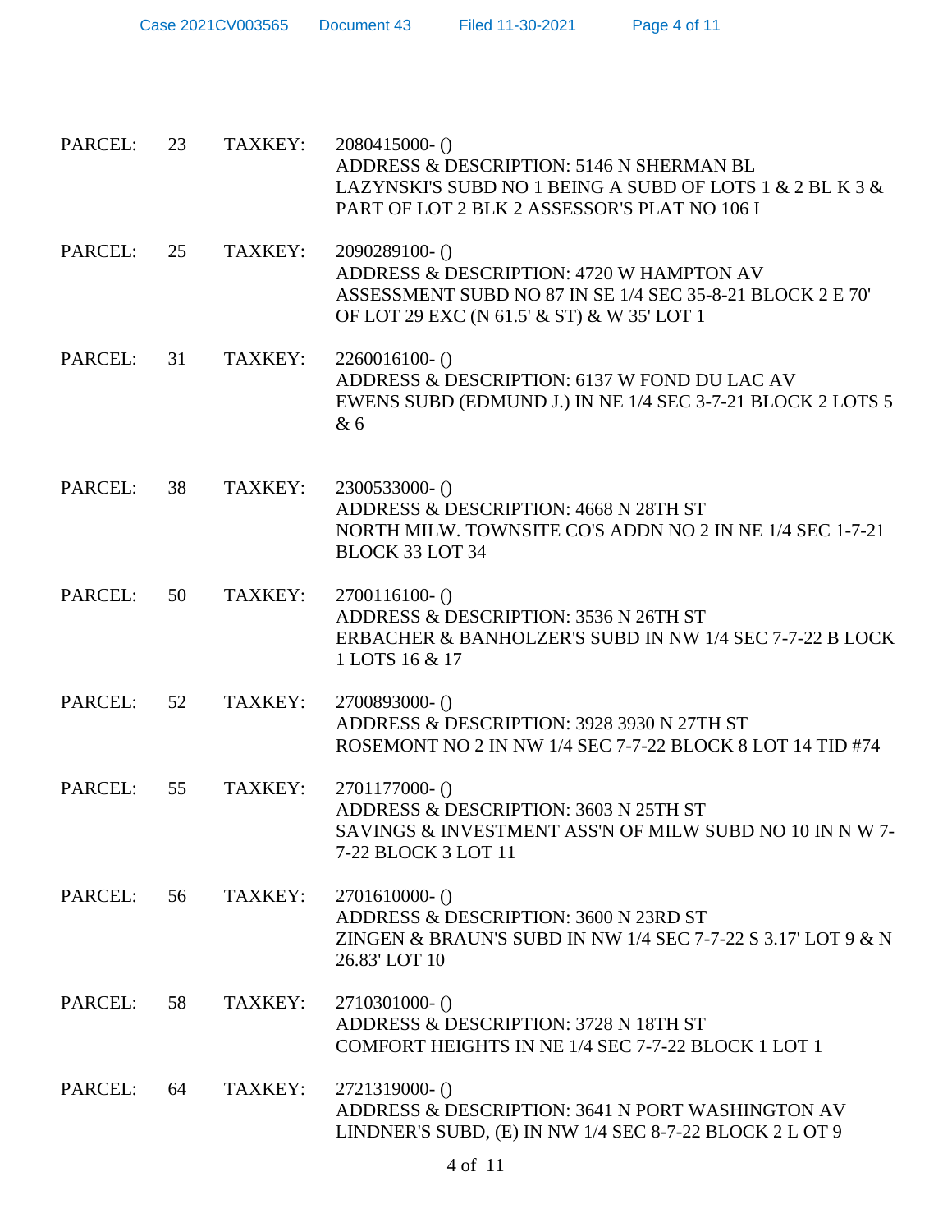PARCEL: 23 TAXKEY: 2080415000- ()
ADDRESS & DESCRIPTION: 5146 N SHERMAN BL
LAZYNSKI'S SUBD NO 1 BEING A SUBD OF LOTS 1 & 2 BL K 3 & PART OF LOT 2 BLK 2 ASSESSOR'S PLAT NO 106 I

PARCEL: 25 TAXKEY: 2090289100- ()
ADDRESS & DESCRIPTION: 4720 W HAMPTON AV
ASSESSMENT SUBD NO 87 IN SE 1/4 SEC 35-8-21 BLOCK 2 E 70' OF LOT 29 EXC (N 61.5' & ST) & W 35' LOT 1

PARCEL: 31 TAXKEY: 2260016100- ()
ADDRESS & DESCRIPTION: 6137 W FOND DU LAC AV
EWENS SUBD (EDMUND J.) IN NE 1/4 SEC 3-7-21 BLOCK 2 LOTS 5 & 6

PARCEL: 38 TAXKEY: 2300533000- ()
ADDRESS & DESCRIPTION: 4668 N 28TH ST
NORTH MILW. TOWNSITE CO'S ADDN NO 2 IN NE 1/4 SEC 1-7-21 BLOCK 33 LOT 34

PARCEL: 50 TAXKEY: 2700116100- ()
ADDRESS & DESCRIPTION: 3536 N 26TH ST
ERBACHER & BANHOLZER'S SUBD IN NW 1/4 SEC 7-7-22 B LOCK 1 LOTS 16 & 17

PARCEL: 52 TAXKEY: 2700893000- ()
ADDRESS & DESCRIPTION: 3928 3930 N 27TH ST
ROSEMONT NO 2 IN NW 1/4 SEC 7-7-22 BLOCK 8 LOT 14 TID #74

PARCEL: 55 TAXKEY: 2701177000- ()
ADDRESS & DESCRIPTION: 3603 N 25TH ST
SAVINGS & INVESTMENT ASS'N OF MILW SUBD NO 10 IN N W 7-7-22 BLOCK 3 LOT 11

PARCEL: 56 TAXKEY: 2701610000- ()
ADDRESS & DESCRIPTION: 3600 N 23RD ST
ZINGEN & BRAUN'S SUBD IN NW 1/4 SEC 7-7-22 S 3.17' LOT 9 & N 26.83' LOT 10

PARCEL: 58 TAXKEY: 2710301000- ()
ADDRESS & DESCRIPTION: 3728 N 18TH ST
COMFORT HEIGHTS IN NE 1/4 SEC 7-7-22 BLOCK 1 LOT 1

PARCEL: 64 TAXKEY: 2721319000- ()
ADDRESS & DESCRIPTION: 3641 N PORT WASHINGTON AV
LINDNER'S SUBD, (E) IN NW 1/4 SEC 8-7-22 BLOCK 2 L OT 9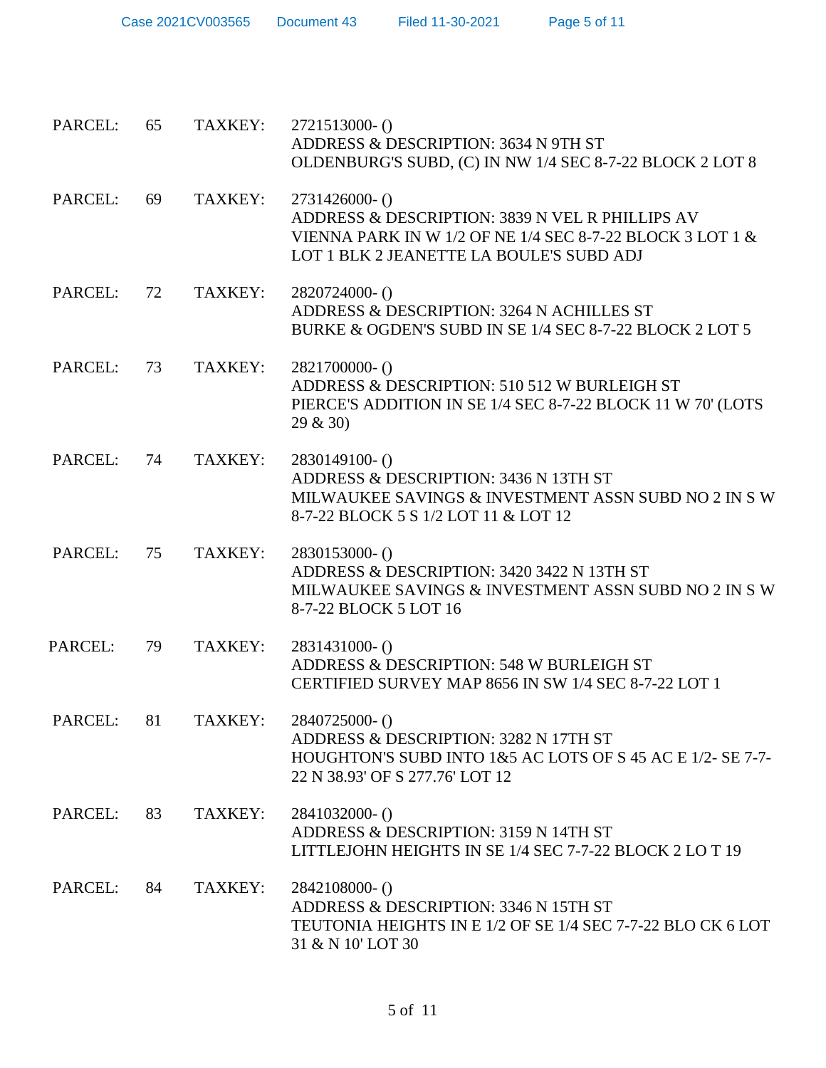PARCEL: 65 TAXKEY: 2721513000- ()
ADDRESS & DESCRIPTION: 3634 N 9TH ST
OLDENBURG'S SUBD, (C) IN NW 1/4 SEC 8-7-22 BLOCK 2 LOT 8

PARCEL: 69 TAXKEY: 2731426000- ()
ADDRESS & DESCRIPTION: 3839 N VEL R PHILLIPS AV
VIENNA PARK IN W 1/2 OF NE 1/4 SEC 8-7-22 BLOCK 3 LOT 1 & LOT 1 BLK 2 JEANETTE LA BOULE'S SUBD ADJ

PARCEL: 72 TAXKEY: 2820724000- ()
ADDRESS & DESCRIPTION: 3264 N ACHILLES ST
BURKE & OGDEN'S SUBD IN SE 1/4 SEC 8-7-22 BLOCK 2 LOT 5

PARCEL: 73 TAXKEY: 2821700000- ()
ADDRESS & DESCRIPTION: 510 512 W BURLEIGH ST
PIERCE'S ADDITION IN SE 1/4 SEC 8-7-22 BLOCK 11 W 70' (LOTS 29 & 30)

PARCEL: 74 TAXKEY: 2830149100- ()
ADDRESS & DESCRIPTION: 3436 N 13TH ST
MILWAUKEE SAVINGS & INVESTMENT ASSN SUBD NO 2 IN S W 8-7-22 BLOCK 5 S 1/2 LOT 11 & LOT 12

PARCEL: 75 TAXKEY: 2830153000- ()
ADDRESS & DESCRIPTION: 3420 3422 N 13TH ST
MILWAUKEE SAVINGS & INVESTMENT ASSN SUBD NO 2 IN S W 8-7-22 BLOCK 5 LOT 16

PARCEL: 79 TAXKEY: 2831431000- ()
ADDRESS & DESCRIPTION: 548 W BURLEIGH ST
CERTIFIED SURVEY MAP 8656 IN SW 1/4 SEC 8-7-22 LOT 1

PARCEL: 81 TAXKEY: 2840725000- ()
ADDRESS & DESCRIPTION: 3282 N 17TH ST
HOUGHTON'S SUBD INTO 1&5 AC LOTS OF S 45 AC E 1/2- SE 7-7-22 N 38.93' OF S 277.76' LOT 12

PARCEL: 83 TAXKEY: 2841032000- ()
ADDRESS & DESCRIPTION: 3159 N 14TH ST
LITTLEJOHN HEIGHTS IN SE 1/4 SEC 7-7-22 BLOCK 2 LO T 19

PARCEL: 84 TAXKEY: 2842108000- ()
ADDRESS & DESCRIPTION: 3346 N 15TH ST
TEUTONIA HEIGHTS IN E 1/2 OF SE 1/4 SEC 7-7-22 BLO CK 6 LOT 31 & N 10' LOT 30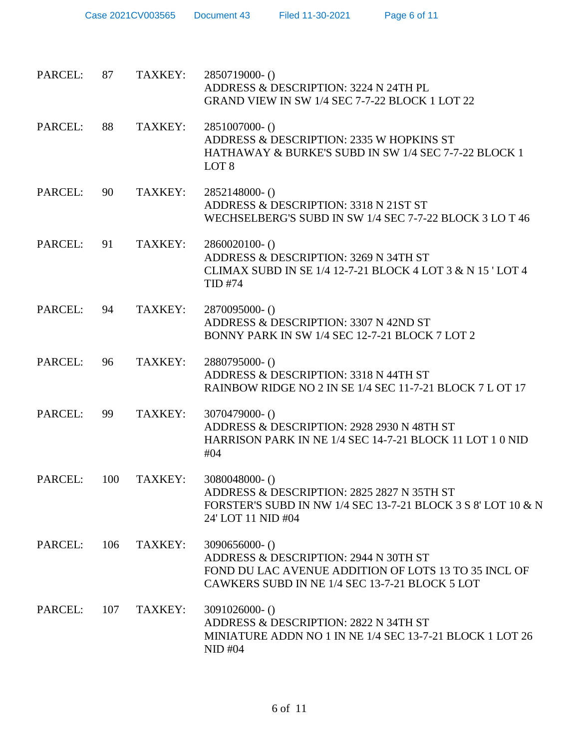PARCEL: 87 TAXKEY: 2850719000- ()
ADDRESS & DESCRIPTION: 3224 N 24TH PL
GRAND VIEW IN SW 1/4 SEC 7-7-22 BLOCK 1 LOT 22

PARCEL: 88 TAXKEY: 2851007000- ()
ADDRESS & DESCRIPTION: 2335 W HOPKINS ST
HATHAWAY & BURKE'S SUBD IN SW 1/4 SEC 7-7-22 BLOCK 1 LOT 8

PARCEL: 90 TAXKEY: 2852148000- ()
ADDRESS & DESCRIPTION: 3318 N 21ST ST
WECHSELBERG'S SUBD IN SW 1/4 SEC 7-7-22 BLOCK 3 LO T 46

PARCEL: 91 TAXKEY: 2860020100- ()
ADDRESS & DESCRIPTION: 3269 N 34TH ST
CLIMAX SUBD IN SE 1/4 12-7-21 BLOCK 4 LOT 3 & N 15 ' LOT 4 TID #74

PARCEL: 94 TAXKEY: 2870095000- ()
ADDRESS & DESCRIPTION: 3307 N 42ND ST
BONNY PARK IN SW 1/4 SEC 12-7-21 BLOCK 7 LOT 2

PARCEL: 96 TAXKEY: 2880795000- ()
ADDRESS & DESCRIPTION: 3318 N 44TH ST
RAINBOW RIDGE NO 2 IN SE 1/4 SEC 11-7-21 BLOCK 7 L OT 17

PARCEL: 99 TAXKEY: 3070479000- ()
ADDRESS & DESCRIPTION: 2928 2930 N 48TH ST
HARRISON PARK IN NE 1/4 SEC 14-7-21 BLOCK 11 LOT 1 0 NID #04

PARCEL: 100 TAXKEY: 3080048000- ()
ADDRESS & DESCRIPTION: 2825 2827 N 35TH ST
FORSTER'S SUBD IN NW 1/4 SEC 13-7-21 BLOCK 3 S 8' LOT 10 & N 24' LOT 11 NID #04

PARCEL: 106 TAXKEY: 3090656000- ()
ADDRESS & DESCRIPTION: 2944 N 30TH ST
FOND DU LAC AVENUE ADDITION OF LOTS 13 TO 35 INCL OF CAWKERS SUBD IN NE 1/4 SEC 13-7-21 BLOCK 5 LOT

PARCEL: 107 TAXKEY: 3091026000- ()
ADDRESS & DESCRIPTION: 2822 N 34TH ST
MINIATURE ADDN NO 1 IN NE 1/4 SEC 13-7-21 BLOCK 1 LOT 26 NID #04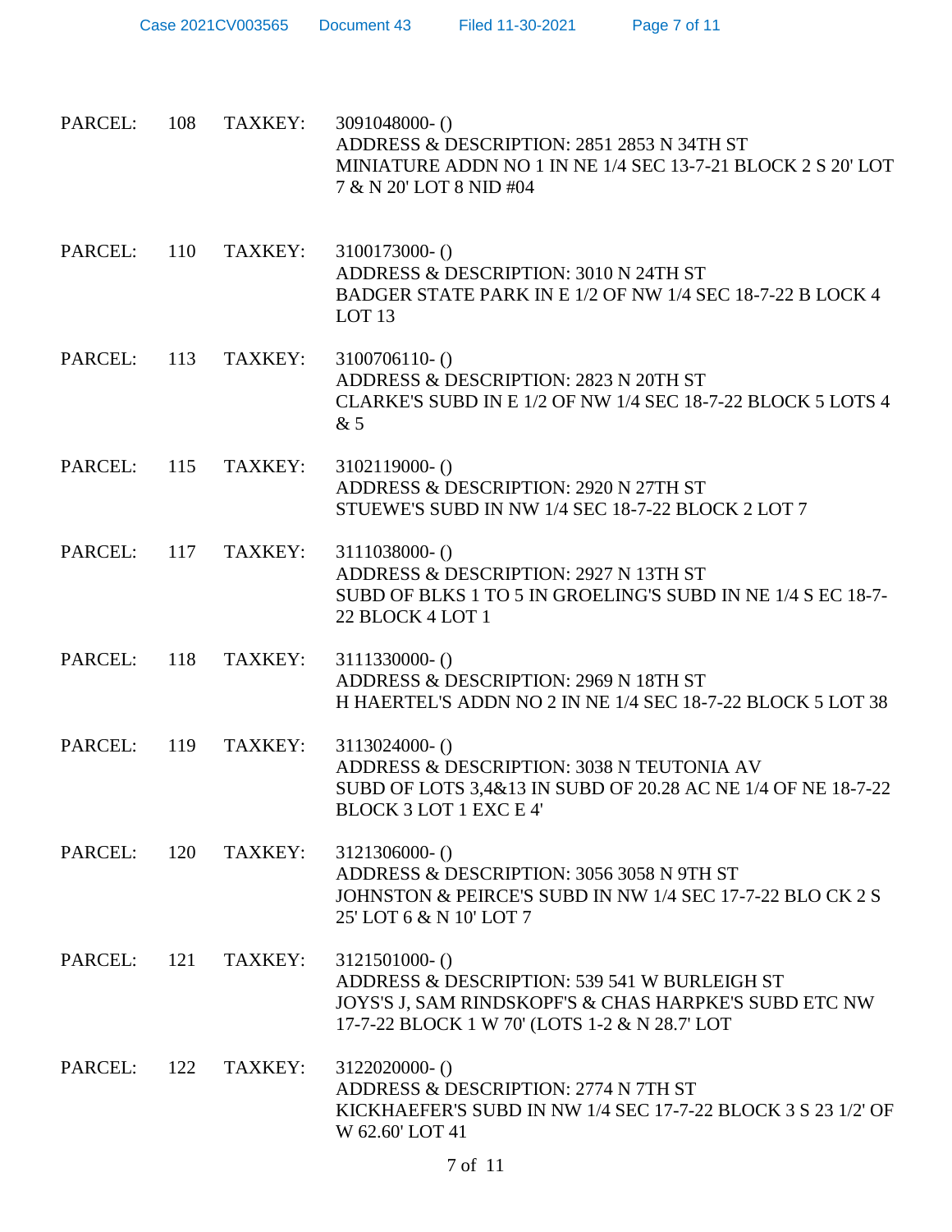PARCEL: 108 TAXKEY: 3091048000- ()
ADDRESS & DESCRIPTION: 2851 2853 N 34TH ST
MINIATURE ADDN NO 1 IN NE 1/4 SEC 13-7-21 BLOCK 2 S 20' LOT 7 & N 20' LOT 8 NID #04

PARCEL: 110 TAXKEY: 3100173000- ()
ADDRESS & DESCRIPTION: 3010 N 24TH ST
BADGER STATE PARK IN E 1/2 OF NW 1/4 SEC 18-7-22 B LOCK 4 LOT 13

PARCEL: 113 TAXKEY: 3100706110- ()
ADDRESS & DESCRIPTION: 2823 N 20TH ST
CLARKE'S SUBD IN E 1/2 OF NW 1/4 SEC 18-7-22 BLOCK 5 LOTS 4 & 5

PARCEL: 115 TAXKEY: 3102119000- ()
ADDRESS & DESCRIPTION: 2920 N 27TH ST
STUEWE'S SUBD IN NW 1/4 SEC 18-7-22 BLOCK 2 LOT 7

PARCEL: 117 TAXKEY: 3111038000- ()
ADDRESS & DESCRIPTION: 2927 N 13TH ST
SUBD OF BLKS 1 TO 5 IN GROELING'S SUBD IN NE 1/4 S EC 18-7-22 BLOCK 4 LOT 1

PARCEL: 118 TAXKEY: 3111330000- ()
ADDRESS & DESCRIPTION: 2969 N 18TH ST
H HAERTEL'S ADDN NO 2 IN NE 1/4 SEC 18-7-22 BLOCK 5 LOT 38

PARCEL: 119 TAXKEY: 3113024000- ()
ADDRESS & DESCRIPTION: 3038 N TEUTONIA AV
SUBD OF LOTS 3,4&13 IN SUBD OF 20.28 AC NE 1/4 OF NE 18-7-22 BLOCK 3 LOT 1 EXC E 4'

PARCEL: 120 TAXKEY: 3121306000- ()
ADDRESS & DESCRIPTION: 3056 3058 N 9TH ST
JOHNSTON & PEIRCE'S SUBD IN NW 1/4 SEC 17-7-22 BLO CK 2 S 25' LOT 6 & N 10' LOT 7

PARCEL: 121 TAXKEY: 3121501000- ()
ADDRESS & DESCRIPTION: 539 541 W BURLEIGH ST
JOYS'S J, SAM RINDSKOPF'S & CHAS HARPKE'S SUBD ETC NW 17-7-22 BLOCK 1 W 70' (LOTS 1-2 & N 28.7' LOT

PARCEL: 122 TAXKEY: 3122020000- ()
ADDRESS & DESCRIPTION: 2774 N 7TH ST
KICKHAEFER'S SUBD IN NW 1/4 SEC 17-7-22 BLOCK 3 S 23 1/2' OF W 62.60' LOT 41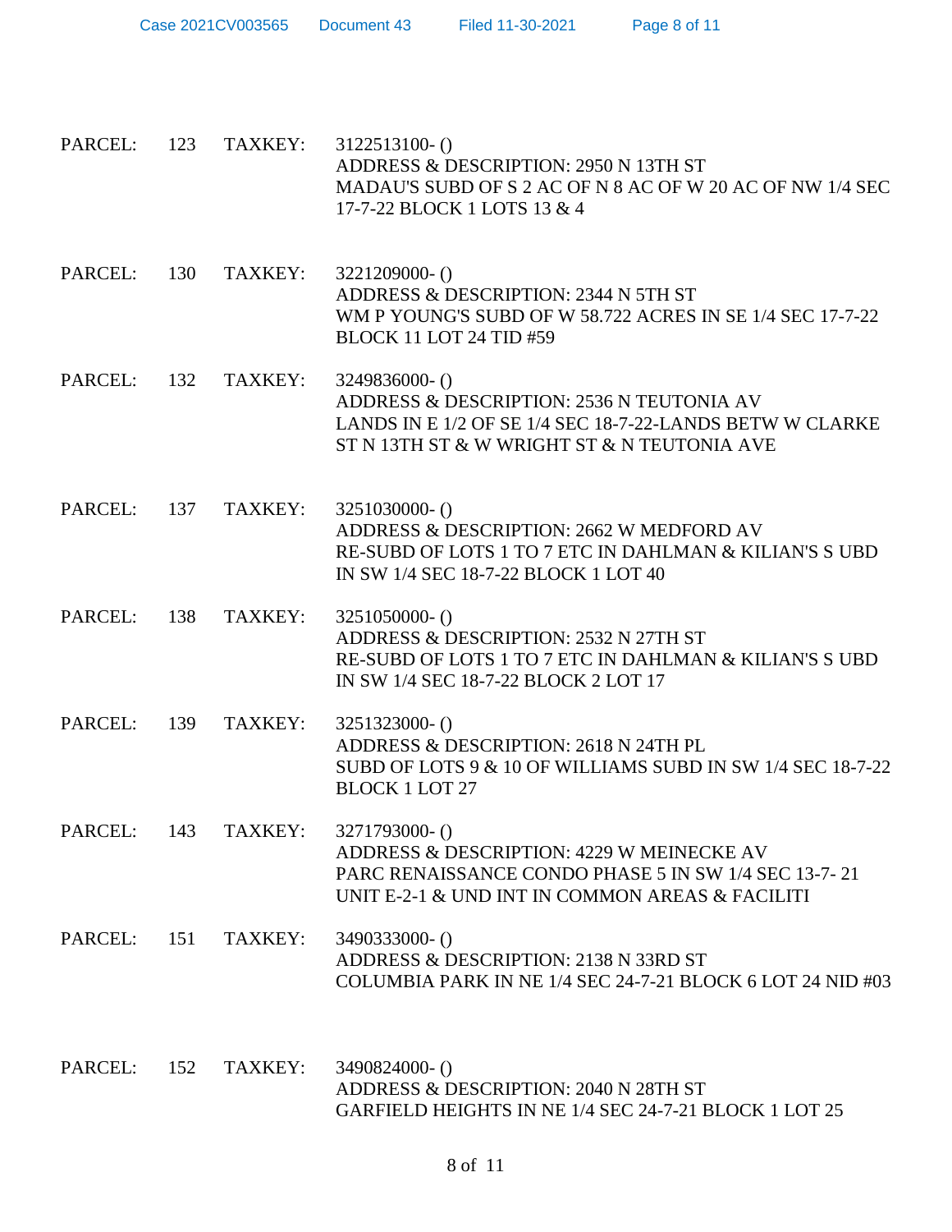PARCEL: 123 TAXKEY: 3122513100- ()
ADDRESS & DESCRIPTION: 2950 N 13TH ST
MADAU'S SUBD OF S 2 AC OF N 8 AC OF W 20 AC OF NW 1/4 SEC 17-7-22 BLOCK 1 LOTS 13 & 4

PARCEL: 130 TAXKEY: 3221209000- ()
ADDRESS & DESCRIPTION: 2344 N 5TH ST
WM P YOUNG'S SUBD OF W 58.722 ACRES IN SE 1/4 SEC 17-7-22 BLOCK 11 LOT 24 TID #59

PARCEL: 132 TAXKEY: 3249836000- ()
ADDRESS & DESCRIPTION: 2536 N TEUTONIA AV
LANDS IN E 1/2 OF SE 1/4 SEC 18-7-22-LANDS BETW W CLARKE ST N 13TH ST & W WRIGHT ST & N TEUTONIA AVE

PARCEL: 137 TAXKEY: 3251030000- ()
ADDRESS & DESCRIPTION: 2662 W MEDFORD AV
RE-SUBD OF LOTS 1 TO 7 ETC IN DAHLMAN & KILIAN'S S UBD IN SW 1/4 SEC 18-7-22 BLOCK 1 LOT 40

PARCEL: 138 TAXKEY: 3251050000- ()
ADDRESS & DESCRIPTION: 2532 N 27TH ST
RE-SUBD OF LOTS 1 TO 7 ETC IN DAHLMAN & KILIAN'S S UBD IN SW 1/4 SEC 18-7-22 BLOCK 2 LOT 17

PARCEL: 139 TAXKEY: 3251323000- ()
ADDRESS & DESCRIPTION: 2618 N 24TH PL
SUBD OF LOTS 9 & 10 OF WILLIAMS SUBD IN SW 1/4 SEC 18-7-22 BLOCK 1 LOT 27

PARCEL: 143 TAXKEY: 3271793000- ()
ADDRESS & DESCRIPTION: 4229 W MEINECKE AV
PARC RENAISSANCE CONDO PHASE 5 IN SW 1/4 SEC 13-7- 21 UNIT E-2-1 & UND INT IN COMMON AREAS & FACILITI

PARCEL: 151 TAXKEY: 3490333000- ()
ADDRESS & DESCRIPTION: 2138 N 33RD ST
COLUMBIA PARK IN NE 1/4 SEC 24-7-21 BLOCK 6 LOT 24 NID #03

PARCEL: 152 TAXKEY: 3490824000- ()
ADDRESS & DESCRIPTION: 2040 N 28TH ST
GARFIELD HEIGHTS IN NE 1/4 SEC 24-7-21 BLOCK 1 LOT 25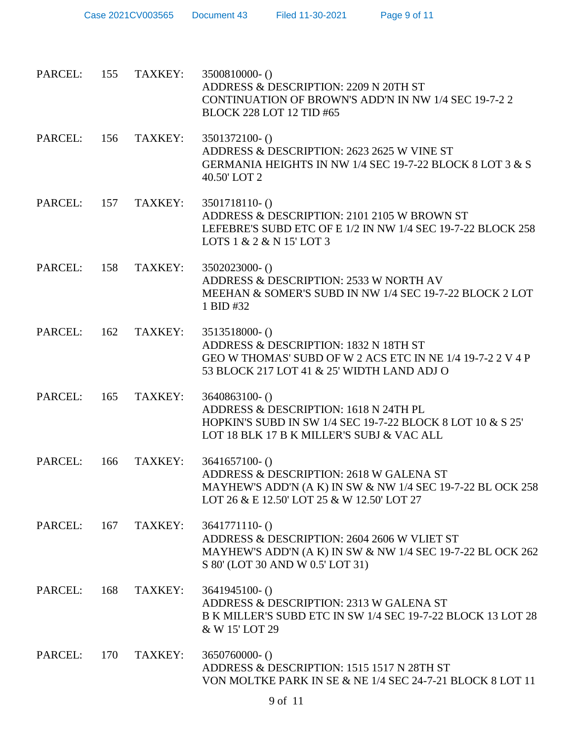PARCEL: 155 TAXKEY: 3500810000- ()
ADDRESS & DESCRIPTION: 2209 N 20TH ST
CONTINUATION OF BROWN'S ADD'N IN NW 1/4 SEC 19-7-2 2
BLOCK 228 LOT 12 TID #65

PARCEL: 156 TAXKEY: 3501372100- ()
ADDRESS & DESCRIPTION: 2623 2625 W VINE ST
GERMANIA HEIGHTS IN NW 1/4 SEC 19-7-22 BLOCK 8 LOT 3 & S
40.50' LOT 2

PARCEL: 157 TAXKEY: 3501718110- ()
ADDRESS & DESCRIPTION: 2101 2105 W BROWN ST
LEFEBRE'S SUBD ETC OF E 1/2 IN NW 1/4 SEC 19-7-22 BLOCK 258
LOTS 1 & 2 & N 15' LOT 3

PARCEL: 158 TAXKEY: 3502023000- ()
ADDRESS & DESCRIPTION: 2533 W NORTH AV
MEEHAN & SOMER'S SUBD IN NW 1/4 SEC 19-7-22 BLOCK 2 LOT
1 BID #32

PARCEL: 162 TAXKEY: 3513518000- ()
ADDRESS & DESCRIPTION: 1832 N 18TH ST
GEO W THOMAS' SUBD OF W 2 ACS ETC IN NE 1/4 19-7-2 2 V 4 P
53 BLOCK 217 LOT 41 & 25' WIDTH LAND ADJ O

PARCEL: 165 TAXKEY: 3640863100- ()
ADDRESS & DESCRIPTION: 1618 N 24TH PL
HOPKIN'S SUBD IN SW 1/4 SEC 19-7-22 BLOCK 8 LOT 10 & S 25'
LOT 18 BLK 17 B K MILLER'S SUBJ & VAC ALL

PARCEL: 166 TAXKEY: 3641657100- ()
ADDRESS & DESCRIPTION: 2618 W GALENA ST
MAYHEW'S ADD'N (A K) IN SW & NW 1/4 SEC 19-7-22 BL OCK 258
LOT 26 & E 12.50' LOT 25 & W 12.50' LOT 27

PARCEL: 167 TAXKEY: 3641771110- ()
ADDRESS & DESCRIPTION: 2604 2606 W VLIET ST
MAYHEW'S ADD'N (A K) IN SW & NW 1/4 SEC 19-7-22 BL OCK 262
S 80' (LOT 30 AND W 0.5' LOT 31)

PARCEL: 168 TAXKEY: 3641945100- ()
ADDRESS & DESCRIPTION: 2313 W GALENA ST
B K MILLER'S SUBD ETC IN SW 1/4 SEC 19-7-22 BLOCK 13 LOT 28
& W 15' LOT 29

PARCEL: 170 TAXKEY: 3650760000- ()
ADDRESS & DESCRIPTION: 1515 1517 N 28TH ST
VON MOLTKE PARK IN SE & NE 1/4 SEC 24-7-21 BLOCK 8 LOT 11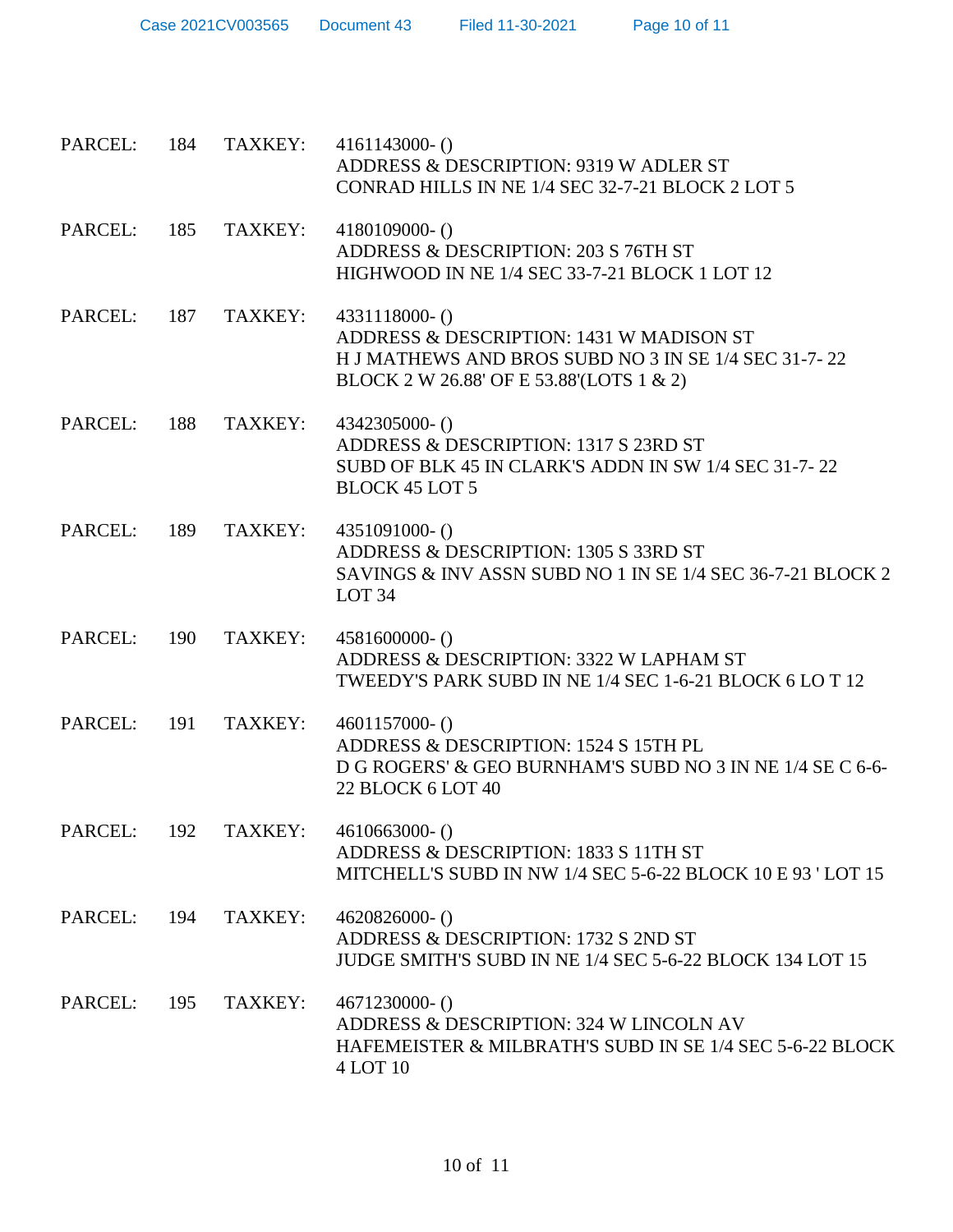PARCEL: 184 TAXKEY: 4161143000- ()
ADDRESS & DESCRIPTION: 9319 W ADLER ST
CONRAD HILLS IN NE 1/4 SEC 32-7-21 BLOCK 2 LOT 5

PARCEL: 185 TAXKEY: 4180109000- ()
ADDRESS & DESCRIPTION: 203 S 76TH ST
HIGHWOOD IN NE 1/4 SEC 33-7-21 BLOCK 1 LOT 12

PARCEL: 187 TAXKEY: 4331118000- ()
ADDRESS & DESCRIPTION: 1431 W MADISON ST
H J MATHEWS AND BROS SUBD NO 3 IN SE 1/4 SEC 31-7- 22 BLOCK 2 W 26.88' OF E 53.88'(LOTS 1 & 2)

PARCEL: 188 TAXKEY: 4342305000- ()
ADDRESS & DESCRIPTION: 1317 S 23RD ST
SUBD OF BLK 45 IN CLARK'S ADDN IN SW 1/4 SEC 31-7- 22 BLOCK 45 LOT 5

PARCEL: 189 TAXKEY: 4351091000- ()
ADDRESS & DESCRIPTION: 1305 S 33RD ST
SAVINGS & INV ASSN SUBD NO 1 IN SE 1/4 SEC 36-7-21 BLOCK 2 LOT 34

PARCEL: 190 TAXKEY: 4581600000- ()
ADDRESS & DESCRIPTION: 3322 W LAPHAM ST
TWEEDY'S PARK SUBD IN NE 1/4 SEC 1-6-21 BLOCK 6 LO T 12

PARCEL: 191 TAXKEY: 4601157000- ()
ADDRESS & DESCRIPTION: 1524 S 15TH PL
D G ROGERS' & GEO BURNHAM'S SUBD NO 3 IN NE 1/4 SE C 6-6-22 BLOCK 6 LOT 40

PARCEL: 192 TAXKEY: 4610663000- ()
ADDRESS & DESCRIPTION: 1833 S 11TH ST
MITCHELL'S SUBD IN NW 1/4 SEC 5-6-22 BLOCK 10 E 93 ' LOT 15

PARCEL: 194 TAXKEY: 4620826000- ()
ADDRESS & DESCRIPTION: 1732 S 2ND ST
JUDGE SMITH'S SUBD IN NE 1/4 SEC 5-6-22 BLOCK 134 LOT 15

PARCEL: 195 TAXKEY: 4671230000- ()
ADDRESS & DESCRIPTION: 324 W LINCOLN AV
HAFEMEISTER & MILBRATH'S SUBD IN SE 1/4 SEC 5-6-22 BLOCK 4 LOT 10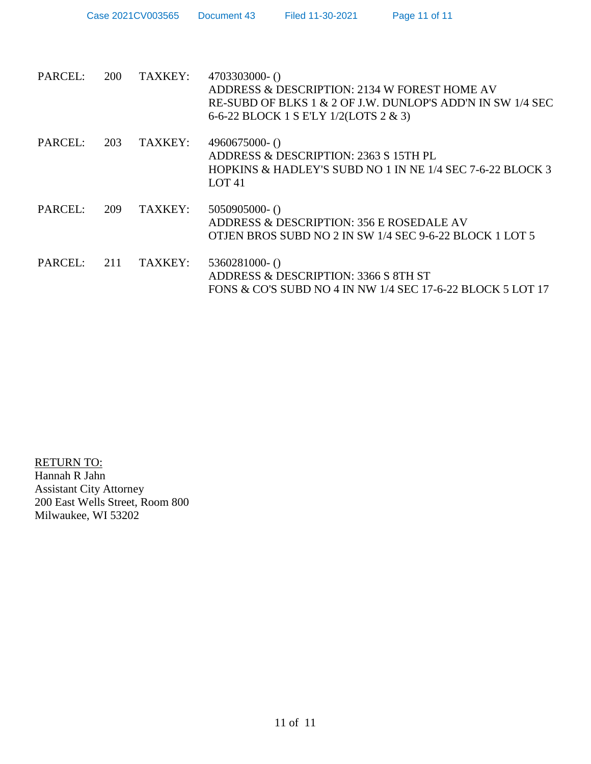PARCEL: 200 TAXKEY: 4703303000- ()
ADDRESS & DESCRIPTION: 2134 W FOREST HOME AV
RE-SUBD OF BLKS 1 & 2 OF J.W. DUNLOP'S ADD'N IN SW 1/4 SEC 6-6-22 BLOCK 1 S E'LY 1/2(LOTS 2 & 3)

PARCEL: 203 TAXKEY: 4960675000- ()
ADDRESS & DESCRIPTION: 2363 S 15TH PL
HOPKINS & HADLEY'S SUBD NO 1 IN NE 1/4 SEC 7-6-22 BLOCK 3 LOT 41

PARCEL: 209 TAXKEY: 5050905000- ()
ADDRESS & DESCRIPTION: 356 E ROSEDALE AV
OTJEN BROS SUBD NO 2 IN SW 1/4 SEC 9-6-22 BLOCK 1 LOT 5

PARCEL: 211 TAXKEY: 5360281000- ()
ADDRESS & DESCRIPTION: 3366 S 8TH ST
FONS & CO'S SUBD NO 4 IN NW 1/4 SEC 17-6-22 BLOCK 5 LOT 17

<u>RETURN TO:</u>
Hannah R Jahn
Assistant City Attorney
200 East Wells Street, Room 800
Milwaukee, WI 53202